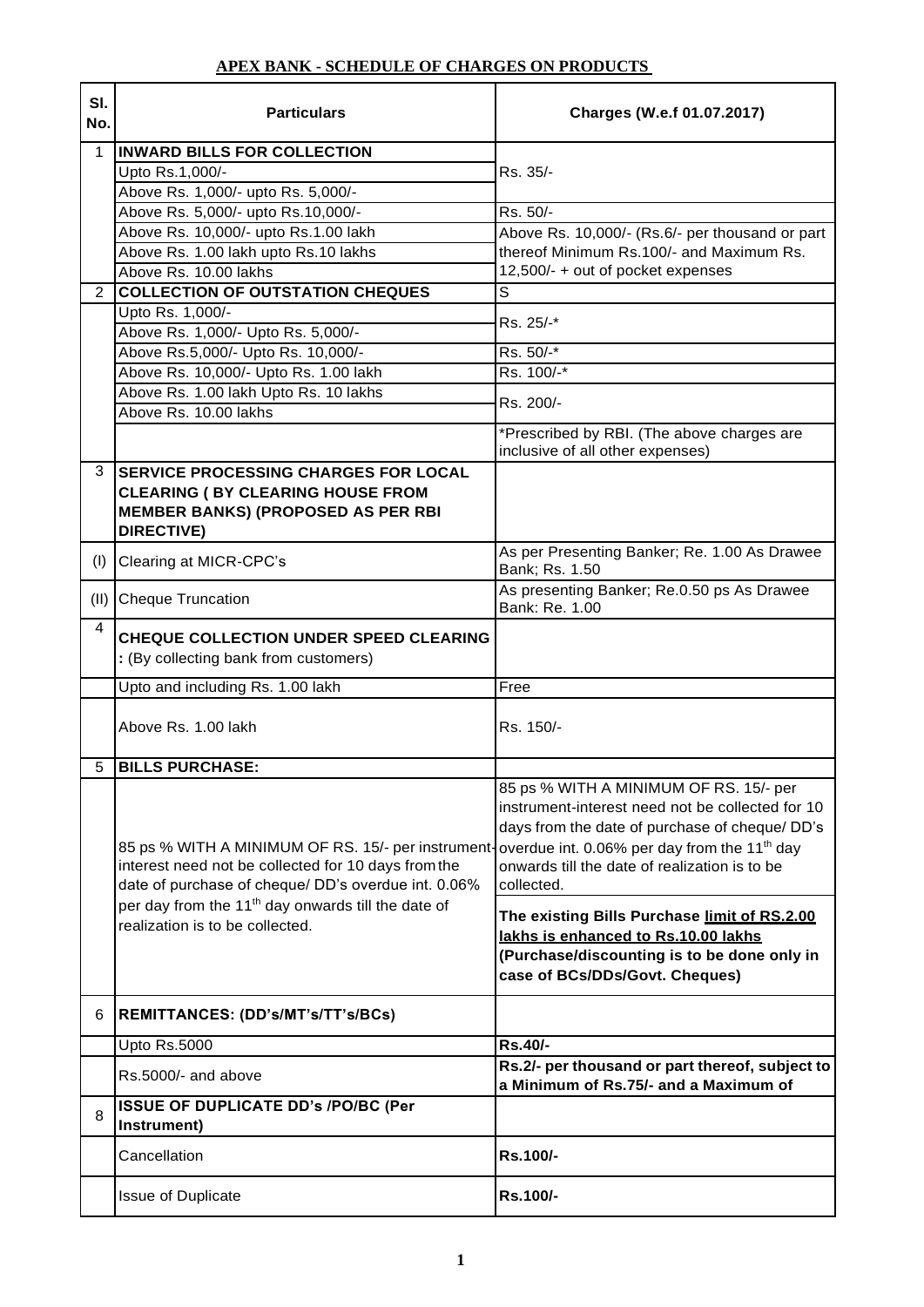**APEX BANK - SCHEDULE OF CHARGES ON PRODUCTS**

| Sl. No. | Particulars | Charges (W.e.f 01.07.2017) |
|---|---|---|
| 1 | **INWARD BILLS FOR COLLECTION** | |
| | Upto Rs.1,000/- | Rs. 35/- |
| | Above Rs. 1,000/- upto Rs. 5,000/- | |
| | Above Rs. 5,000/- upto Rs.10,000/- | Rs. 50/- |
| | Above Rs. 10,000/- upto Rs.1.00 lakh | Above Rs. 10,000/- (Rs.6/- per thousand or part thereof Minimum Rs.100/- and Maximum Rs. 12,500/- + out of pocket expenses |
| | Above Rs. 1.00 lakh upto Rs.10 lakhs | |
| | Above Rs. 10.00 lakhs | |
| 2 | **COLLECTION OF OUTSTATION CHEQUES** | S |
| | Upto Rs. 1,000/- | Rs. 25/-* |
| | Above Rs. 1,000/- Upto Rs. 5,000/- | |
| | Above Rs.5,000/- Upto Rs. 10,000/- | Rs. 50/-* |
| | Above Rs. 10,000/- Upto Rs. 1.00 lakh | Rs. 100/-* |
| | Above Rs. 1.00 lakh Upto Rs. 10 lakhs | Rs. 200/- |
| | Above Rs. 10.00 lakhs | |
| | | *Prescribed by RBI. (The above charges are inclusive of all other expenses) |
| 3 | **SERVICE PROCESSING CHARGES FOR LOCAL CLEARING ( BY CLEARING HOUSE FROM MEMBER BANKS) (PROPOSED AS PER RBI DIRECTIVE)** | |
| (I) | Clearing at MICR-CPC's | As per Presenting Banker; Re. 1.00 As Drawee Bank; Rs. 1.50 |
| (II) | Cheque Truncation | As presenting Banker; Re.0.50 ps As Drawee Bank: Re. 1.00 |
| 4 | **CHEQUE COLLECTION UNDER SPEED CLEARING :** (By collecting bank from customers) | |
| | Upto and including Rs. 1.00 lakh | Free |
| | Above Rs. 1.00 lakh | Rs. 150/- |
| 5 | **BILLS PURCHASE:** | |
| | 85 ps % WITH A MINIMUM OF RS. 15/- per instrument-interest need not be collected for 10 days from the date of purchase of cheque/ DD's overdue int. 0.06% per day from the 11th day onwards till the date of realization is to be collected. | 85 ps % WITH A MINIMUM OF RS. 15/- per instrument-interest need not be collected for 10 days from the date of purchase of cheque/ DD's overdue int. 0.06% per day from the 11th day onwards till the date of realization is to be collected.<br>**The existing Bills Purchase limit of RS.2.00 lakhs is enhanced to Rs.10.00 lakhs (Purchase/discounting is to be done only in case of BCs/DDs/Govt. Cheques)** |
| 6 | **REMITTANCES: (DD's/MT's/TT's/BCs)** | |
| | Upto Rs.5000 | **Rs.40/-** |
| | Rs.5000/- and above | **Rs.2/- per thousand or part thereof, subject to a Minimum of Rs.75/- and a Maximum of** |
| 8 | **ISSUE OF DUPLICATE DD's /PO/BC (Per Instrument)** | |
| | Cancellation | **Rs.100/-** |
| | Issue of Duplicate | **Rs.100/-** |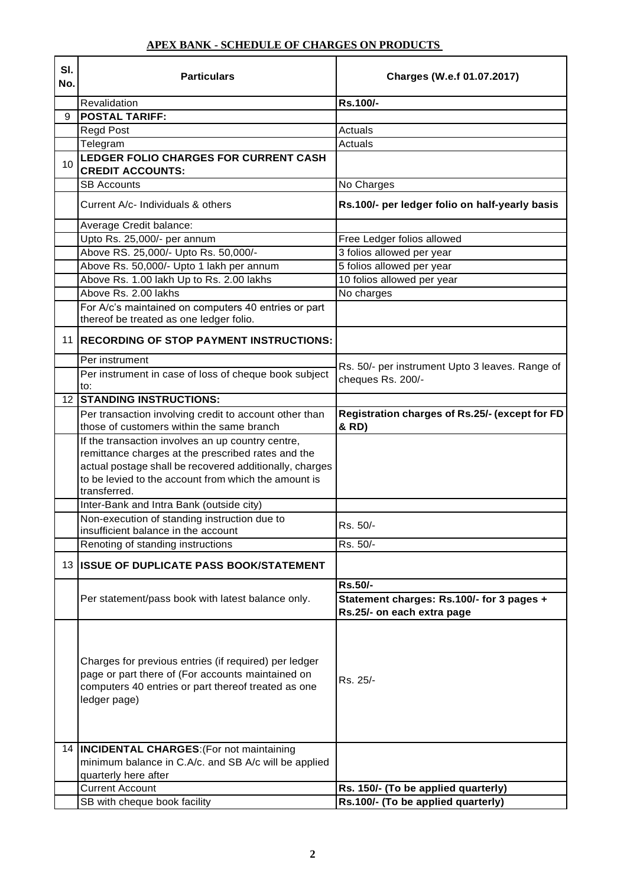**APEX BANK - SCHEDULE OF CHARGES ON PRODUCTS**

| Sl. No. | Particulars | Charges (W.e.f 01.07.2017) |
|---|---|---|
| | Revalidation | **Rs.100/-** |
| 9 | **POSTAL TARIFF:** | |
| | Regd Post | Actuals |
| | Telegram | Actuals |
| 10 | **LEDGER FOLIO CHARGES FOR CURRENT CASH CREDIT ACCOUNTS:** | |
| | SB Accounts | No Charges |
| | Current A/c- Individuals & others | **Rs.100/- per ledger folio on half-yearly basis** |
| | Average Credit balance: | |
| | Upto Rs. 25,000/- per annum | Free Ledger folios allowed |
| | Above RS. 25,000/- Upto Rs. 50,000/- | 3 folios allowed per year |
| | Above Rs. 50,000/- Upto 1 lakh per annum | 5 folios allowed per year |
| | Above Rs. 1.00 lakh Up to Rs. 2.00 lakhs | 10 folios allowed per year |
| | Above Rs. 2.00 lakhs | No charges |
| | For A/c's maintained on computers 40 entries or part thereof be treated as one ledger folio. | |
| 11 | **RECORDING OF STOP PAYMENT INSTRUCTIONS:** | |
| | Per instrument | Rs. 50/- per instrument Upto 3 leaves. Range of cheques Rs. 200/- |
| | Per instrument in case of loss of cheque book subject to: | |
| 12 | **STANDING INSTRUCTIONS:** | |
| | Per transaction involving credit to account other than those of customers within the same branch | **Registration charges of Rs.25/- (except for FD & RD)** |
| | If the transaction involves an up country centre, remittance charges at the prescribed rates and the actual postage shall be recovered additionally, charges to be levied to the account from which the amount is transferred. | |
| | Inter-Bank and Intra Bank (outside city) | |
| | Non-execution of standing instruction due to insufficient balance in the account | Rs. 50/- |
| | Renoting of standing instructions | Rs. 50/- |
| 13 | **ISSUE OF DUPLICATE PASS BOOK/STATEMENT** | |
| | Per statement/pass book with latest balance only. | **Rs.50/-** <br> **Statement charges: Rs.100/- for 3 pages + Rs.25/- on each extra page** |
| | Charges for previous entries (if required) per ledger page or part there of (For accounts maintained on computers 40 entries or part thereof treated as one ledger page) | Rs. 25/- |
| 14 | **INCIDENTAL CHARGES**:(For not maintaining minimum balance in C.A/c. and SB A/c will be applied quarterly here after | |
| | Current Account | **Rs. 150/- (To be applied quarterly)** |
| | SB with cheque book facility | **Rs.100/- (To be applied quarterly)** |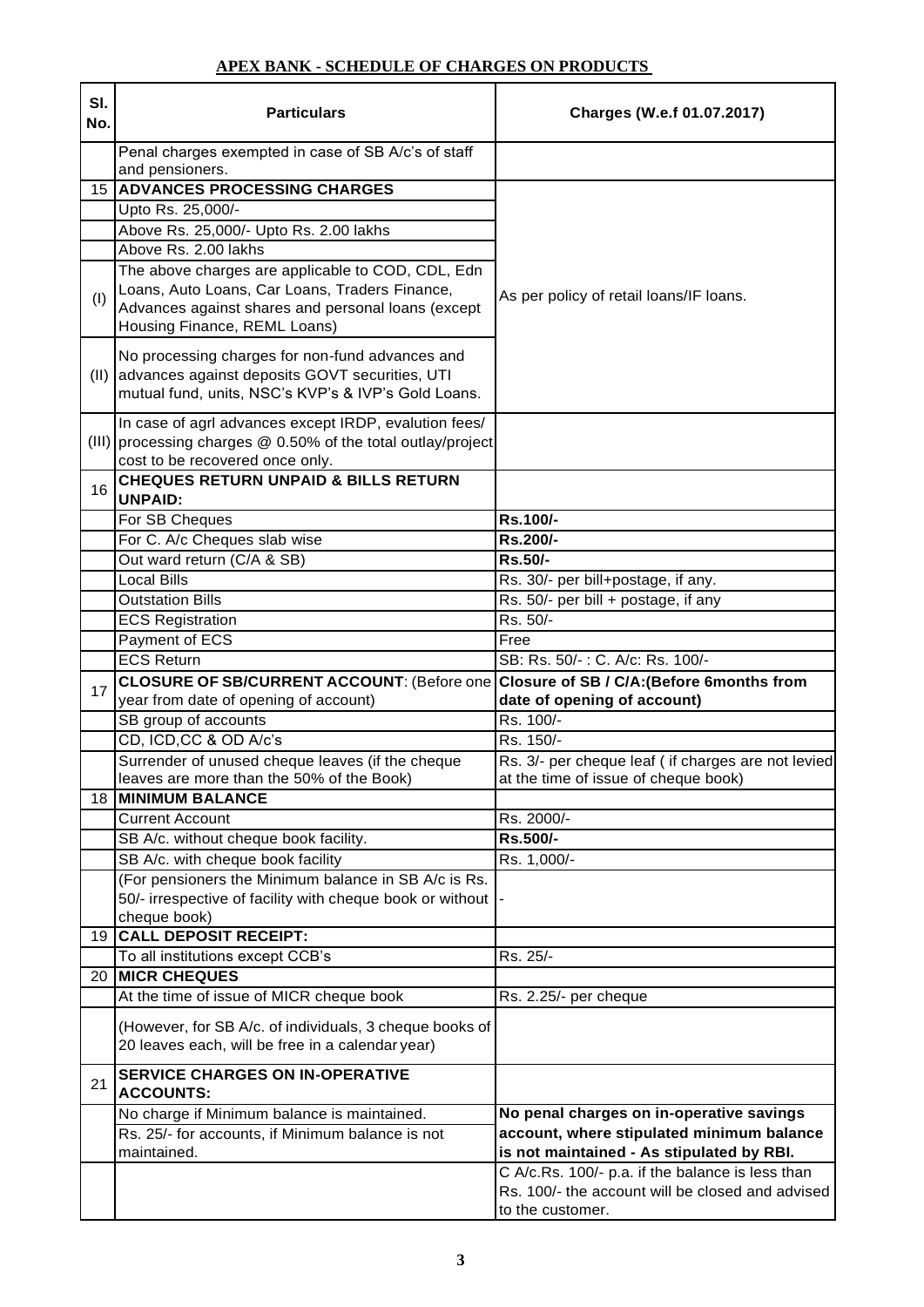## APEX BANK - SCHEDULE OF CHARGES ON PRODUCTS

| Sl. No. | Particulars | Charges (W.e.f 01.07.2017) |
|---|---|---|
| | Penal charges exempted in case of SB A/c's of staff and pensioners. | |
| 15 | **ADVANCES PROCESSING CHARGES** | As per policy of retail loans/IF loans. |
| | Upto Rs. 25,000/- | |
| | Above Rs. 25,000/- Upto Rs. 2.00 lakhs | |
| | Above Rs. 2.00 lakhs | |
| (I) | The above charges are applicable to COD, CDL, Edn Loans, Auto Loans, Car Loans, Traders Finance, Advances against shares and personal loans (except Housing Finance, REML Loans) | |
| (II) | No processing charges for non-fund advances and advances against deposits GOVT securities, UTI mutual fund, units, NSC's KVP's & IVP's Gold Loans. | |
| (III) | In case of agrl advances except IRDP, evalution fees/ processing charges @ 0.50% of the total outlay/project cost to be recovered once only. | |
| 16 | **CHEQUES RETURN UNPAID & BILLS RETURN UNPAID:** | |
| | For SB Cheques | **Rs.100/-** |
| | For C. A/c Cheques slab wise | **Rs.200/-** |
| | Out ward return (C/A & SB) | **Rs.50/-** |
| | Local Bills | Rs. 30/- per bill+postage, if any. |
| | Outstation Bills | Rs. 50/- per bill + postage, if any |
| | ECS Registration | Rs. 50/- |
| | Payment of ECS | Free |
| | ECS Return | SB: Rs. 50/- : C. A/c: Rs. 100/- |
| 17 | **CLOSURE OF SB/CURRENT ACCOUNT**: (Before one year from date of opening of account) | **Closure of SB / C/A:(Before 6months from date of opening of account)** |
| | SB group of accounts | Rs. 100/- |
| | CD, ICD,CC & OD A/c's | Rs. 150/- |
| | Surrender of unused cheque leaves (if the cheque leaves are more than the 50% of the Book) | Rs. 3/- per cheque leaf ( if charges are not levied at the time of issue of cheque book) |
| 18 | **MINIMUM BALANCE** | |
| | Current Account | Rs. 2000/- |
| | SB A/c. without cheque book facility. | **Rs.500/-** |
| | SB A/c. with cheque book facility | Rs. 1,000/- |
| | (For pensioners the Minimum balance in SB A/c is Rs. 50/- irrespective of facility with cheque book or without cheque book) | - |
| 19 | **CALL DEPOSIT RECEIPT:** | |
| | To all institutions except CCB's | Rs. 25/- |
| 20 | **MICR CHEQUES** | |
| | At the time of issue of MICR cheque book | Rs. 2.25/- per cheque |
| | (However, for SB A/c. of individuals, 3 cheque books of 20 leaves each, will be free in a calendar year) | |
| 21 | **SERVICE CHARGES ON IN-OPERATIVE ACCOUNTS:** | |
| | No charge if Minimum balance is maintained. | **No penal charges on in-operative savings account, where stipulated minimum balance is not maintained - As stipulated by RBI.** |
| | Rs. 25/- for accounts, if Minimum balance is not maintained. | |
| | | C A/c.Rs. 100/- p.a. if the balance is less than Rs. 100/- the account will be closed and advised to the customer. |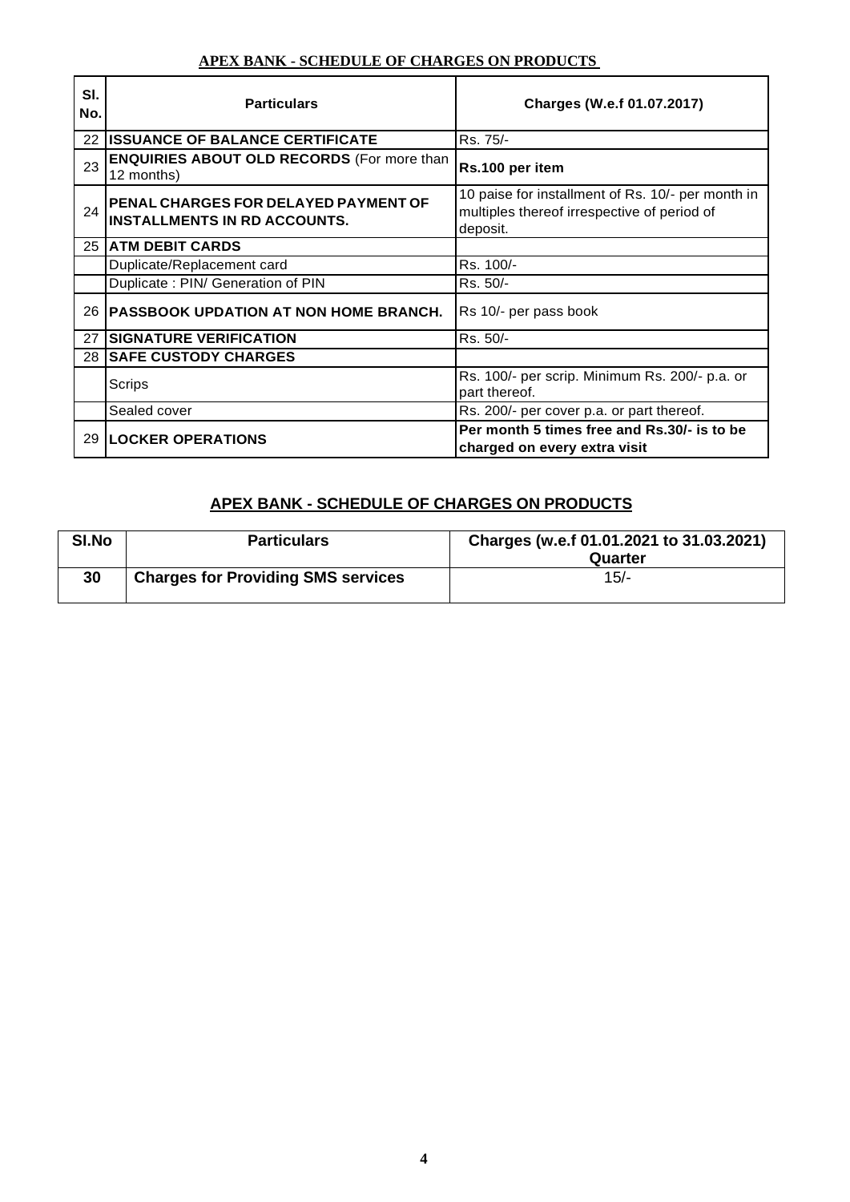## APEX BANK - SCHEDULE OF CHARGES ON PRODUCTS

| Sl. No. | Particulars | Charges (W.e.f 01.07.2017) |
|---|---|---|
| 22 | **ISSUANCE OF BALANCE CERTIFICATE** | Rs. 75/- |
| 23 | **ENQUIRIES ABOUT OLD RECORDS** (For more than 12 months) | **Rs.100 per item** |
| 24 | **PENAL CHARGES FOR DELAYED PAYMENT OF INSTALLMENTS IN RD ACCOUNTS.** | 10 paise for installment of Rs. 10/- per month in multiples thereof irrespective of period of deposit. |
| 25 | **ATM DEBIT CARDS** | |
| | Duplicate/Replacement card | Rs. 100/- |
| | Duplicate : PIN/ Generation of PIN | Rs. 50/- |
| 26 | **PASSBOOK UPDATION AT NON HOME BRANCH.** | Rs 10/- per pass book |
| 27 | **SIGNATURE VERIFICATION** | Rs. 50/- |
| 28 | **SAFE CUSTODY CHARGES** | |
| | Scrips | Rs. 100/- per scrip. Minimum Rs. 200/- p.a. or part thereof. |
| | Sealed cover | Rs. 200/- per cover p.a. or part thereof. |
| 29 | **LOCKER OPERATIONS** | **Per month 5 times free and Rs.30/- is to be charged on every extra visit** |

## APEX BANK - SCHEDULE OF CHARGES ON PRODUCTS

| Sl.No | Particulars | Charges (w.e.f 01.01.2021 to 31.03.2021) Quarter |
|---|---|---|
| **30** | **Charges for Providing SMS services** | 15/- |